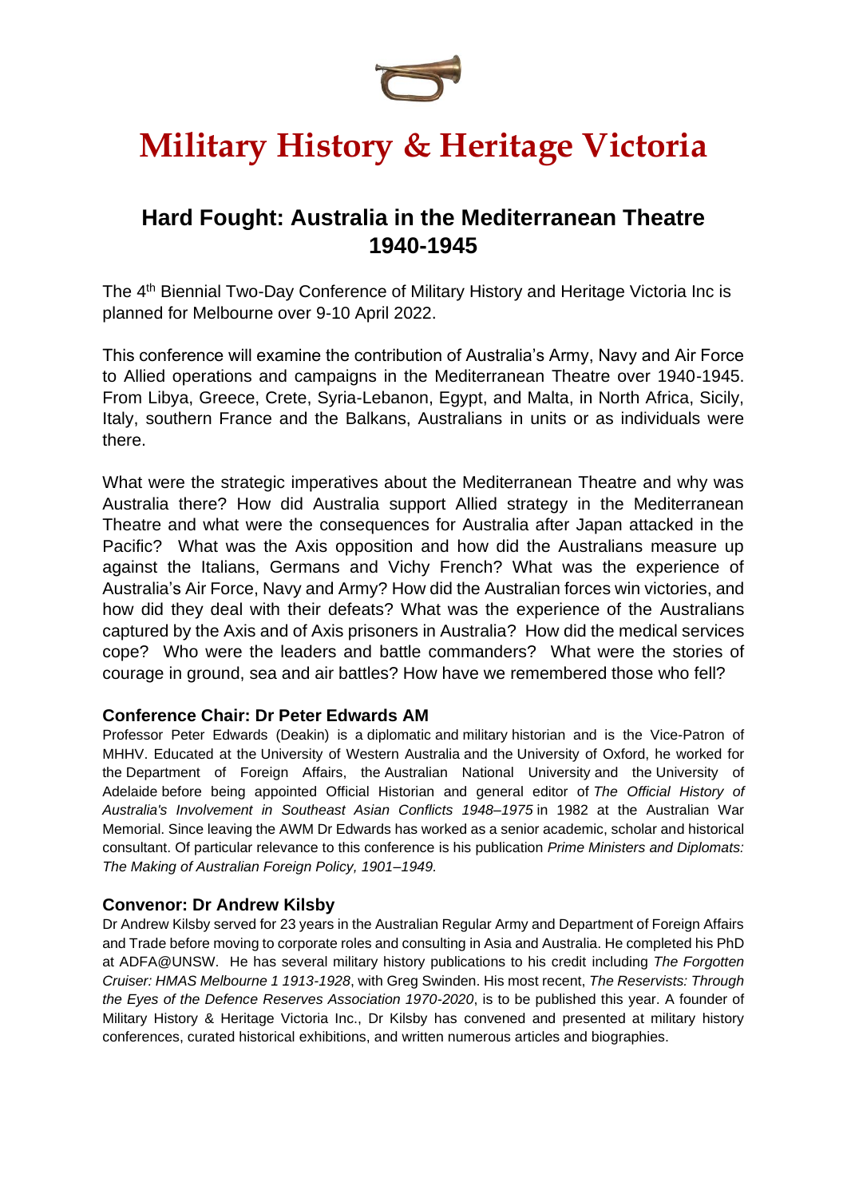// Military History & Heritage Victoria

## Hard Fought: Australia in the Mediterranean Theatre 1940-1945

The 4th Biennial Two-Day Conference of Military History and Heritage Victoria Inc is planned for Melbourne over 9-10 April 2022.

This conference will examine the contribution of Australia's Army, Navy and Air Force to Allied operations and campaigns in the Mediterranean Theatre over 1940-1945. From Libya, Greece, Crete, Syria-Lebanon, Egypt, and Malta, in North Africa, Sicily, Italy, southern France and the Balkans, Australians in units or as individuals were there.

What were the strategic imperatives about the Mediterranean Theatre and why was Australia there? How did Australia support Allied strategy in the Mediterranean Theatre and what were the consequences for Australia after Japan attacked in the Pacific? What was the Axis opposition and how did the Australians measure up against the Italians, Germans and Vichy French? What was the experience of Australia's Air Force, Navy and Army? How did the Australian forces win victories, and how did they deal with their defeats? What was the experience of the Australians captured by the Axis and of Axis prisoners in Australia? How did the medical services cope? Who were the leaders and battle commanders? What were the stories of courage in ground, sea and air battles? How have we remembered those who fell?

### Conference Chair: Dr Peter Edwards AM

Professor Peter Edwards (Deakin) is a diplomatic and military historian and is the Vice-Patron of MHHV. Educated at the University of Western Australia and the University of Oxford, he worked for the Department of Foreign Affairs, the Australian National University and the University of Adelaide before being appointed Official Historian and general editor of *The Official History of Australia's Involvement in Southeast Asian Conflicts 1948–1975* in 1982 at the Australian War Memorial. Since leaving the AWM Dr Edwards has worked as a senior academic, scholar and historical consultant. Of particular relevance to this conference is his publication *Prime Ministers and Diplomats: The Making of Australian Foreign Policy, 1901–1949.*

### Convenor: Dr Andrew Kilsby

Dr Andrew Kilsby served for 23 years in the Australian Regular Army and Department of Foreign Affairs and Trade before moving to corporate roles and consulting in Asia and Australia. He completed his PhD at ADFA@UNSW. He has several military history publications to his credit including *The Forgotten Cruiser: HMAS Melbourne 1 1913-1928*, with Greg Swinden. His most recent, *The Reservists: Through the Eyes of the Defence Reserves Association 1970-2020*, is to be published this year. A founder of Military History & Heritage Victoria Inc., Dr Kilsby has convened and presented at military history conferences, curated historical exhibitions, and written numerous articles and biographies.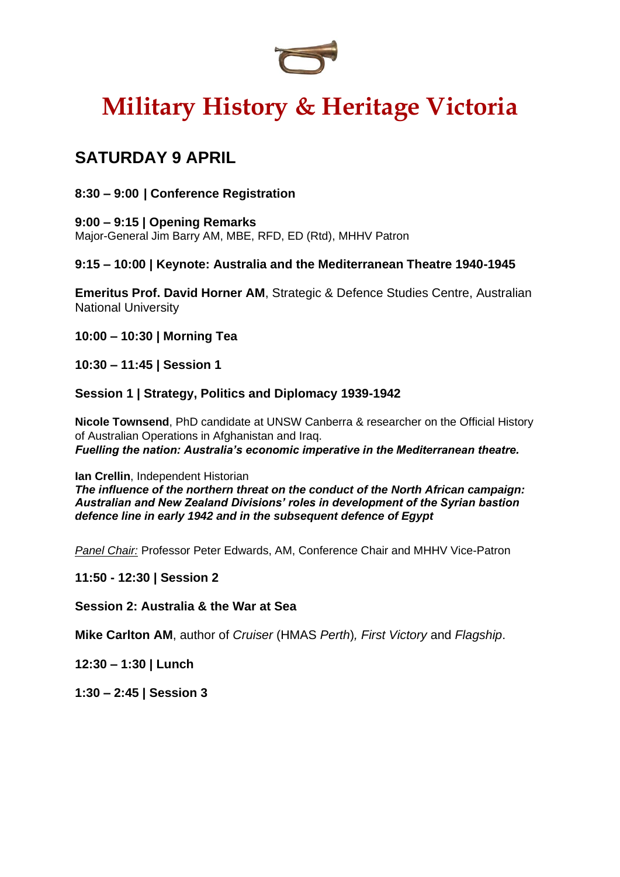# Military History & Heritage Victoria

## SATURDAY 9 APRIL

**8:30 – 9:00 | Conference Registration**

**9:00 – 9:15 | Opening Remarks**
Major-General Jim Barry AM, MBE, RFD, ED (Rtd), MHHV Patron

**9:15 – 10:00 | Keynote: Australia and the Mediterranean Theatre 1940-1945**

**Emeritus Prof. David Horner AM**, Strategic & Defence Studies Centre, Australian National University

**10:00 – 10:30 | Morning Tea**

**10:30 – 11:45 | Session 1**

**Session 1 | Strategy, Politics and Diplomacy 1939-1942**

**Nicole Townsend**, PhD candidate at UNSW Canberra & researcher on the Official History of Australian Operations in Afghanistan and Iraq.
***Fuelling the nation: Australia's economic imperative in the Mediterranean theatre.***

**Ian Crellin**, Independent Historian
***The influence of the northern threat on the conduct of the North African campaign: Australian and New Zealand Divisions' roles in development of the Syrian bastion defence line in early 1942 and in the subsequent defence of Egypt***

Panel Chair: Professor Peter Edwards, AM, Conference Chair and MHHV Vice-Patron

**11:50 - 12:30 | Session 2**

**Session 2: Australia & the War at Sea**

**Mike Carlton AM**, author of *Cruiser* (HMAS *Perth*), *First Victory* and *Flagship*.

**12:30 – 1:30 | Lunch**

**1:30 – 2:45 | Session 3**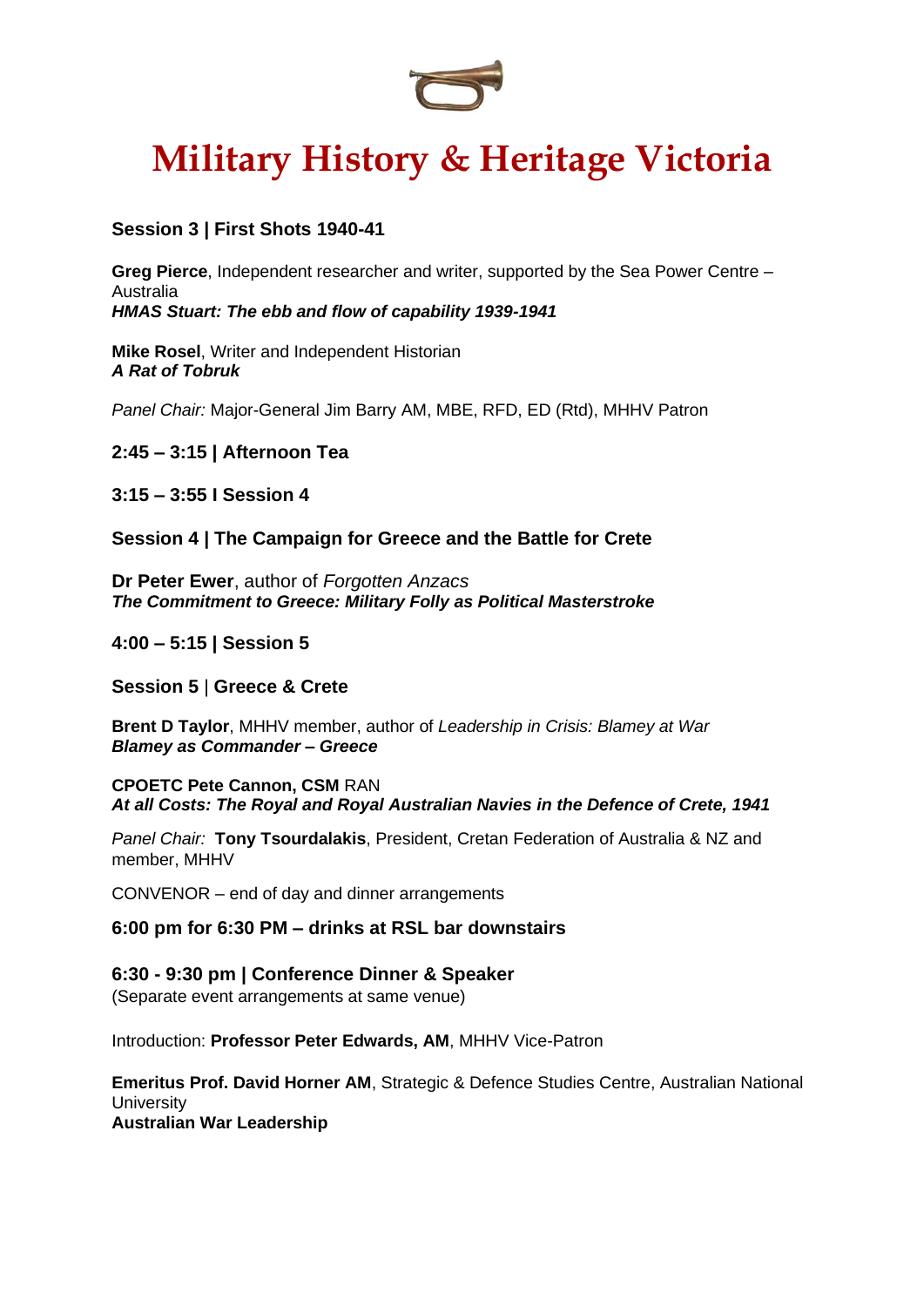# Military History & Heritage Victoria

**Session 3 | First Shots 1940-41**

**Greg Pierce**, Independent researcher and writer, supported by the Sea Power Centre – Australia
***HMAS Stuart: The ebb and flow of capability 1939-1941***

**Mike Rosel**, Writer and Independent Historian
***A Rat of Tobruk***

*Panel Chair:* Major-General Jim Barry AM, MBE, RFD, ED (Rtd), MHHV Patron

**2:45 – 3:15 | Afternoon Tea**

**3:15 – 3:55 I Session 4**

**Session 4 | The Campaign for Greece and the Battle for Crete**

**Dr Peter Ewer**, author of *Forgotten Anzacs*
***The Commitment to Greece: Military Folly as Political Masterstroke***

**4:00 – 5:15 | Session 5**

**Session 5** | **Greece & Crete**

**Brent D Taylor**, MHHV member, author of *Leadership in Crisis: Blamey at War*
***Blamey as Commander – Greece***

**CPOETC Pete Cannon, CSM** RAN
***At all Costs: The Royal and Royal Australian Navies in the Defence of Crete, 1941***

*Panel Chair:* **Tony Tsourdalakis**, President, Cretan Federation of Australia & NZ and member, MHHV

CONVENOR – end of day and dinner arrangements

**6:00 pm for 6:30 PM – drinks at RSL bar downstairs**

**6:30 - 9:30 pm | Conference Dinner & Speaker**
(Separate event arrangements at same venue)

Introduction: **Professor Peter Edwards, AM**, MHHV Vice-Patron

**Emeritus Prof. David Horner AM**, Strategic & Defence Studies Centre, Australian National University
**Australian War Leadership**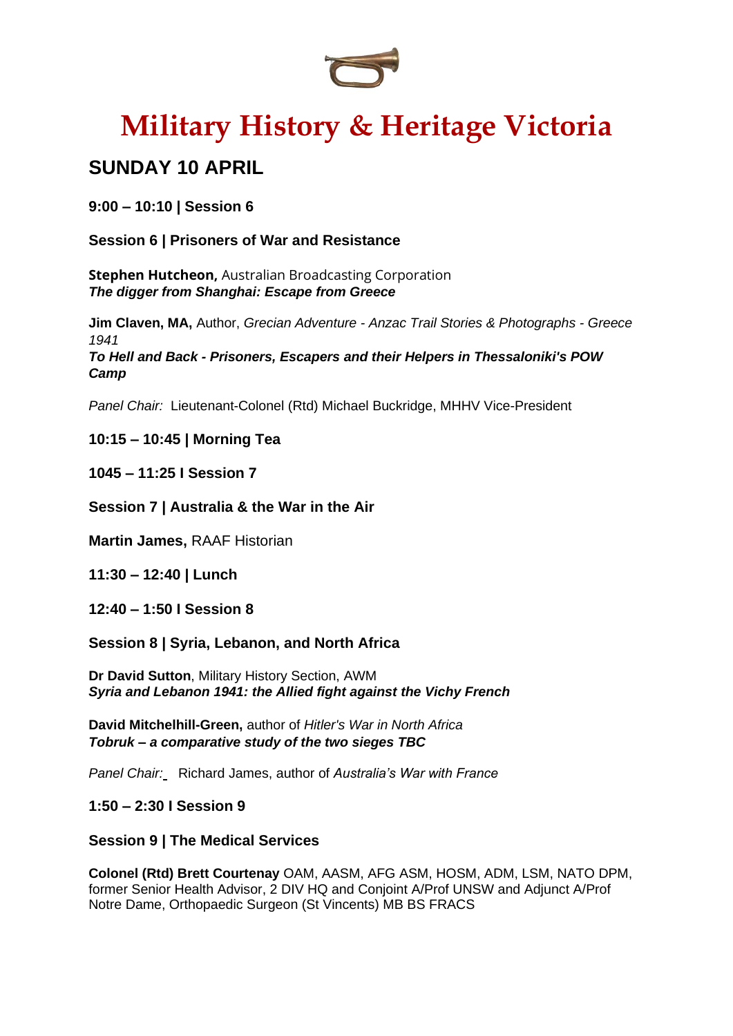# Military History & Heritage Victoria

## SUNDAY 10 APRIL

**9:00 – 10:10 | Session 6**

**Session 6 | Prisoners of War and Resistance**

**Stephen Hutcheon,** Australian Broadcasting Corporation
***The digger from Shanghai: Escape from Greece***

**Jim Claven, MA,** Author, *Grecian Adventure - Anzac Trail Stories & Photographs - Greece 1941*
***To Hell and Back - Prisoners, Escapers and their Helpers in Thessaloniki's POW Camp***

*Panel Chair:* Lieutenant-Colonel (Rtd) Michael Buckridge, MHHV Vice-President

**10:15 – 10:45 | Morning Tea**

**1045 – 11:25 I Session 7**

**Session 7 | Australia & the War in the Air**

**Martin James,** RAAF Historian

**11:30 – 12:40 | Lunch**

**12:40 – 1:50 I Session 8**

**Session 8 | Syria, Lebanon, and North Africa**

**Dr David Sutton**, Military History Section, AWM
***Syria and Lebanon 1941: the Allied fight against the Vichy French***

**David Mitchelhill-Green,** author of *Hitler's War in North Africa*
***Tobruk – a comparative study of the two sieges TBC***

*Panel Chair:* Richard James, author of *Australia's War with France*

**1:50 – 2:30 I Session 9**

**Session 9 | The Medical Services**

**Colonel (Rtd) Brett Courtenay** OAM, AASM, AFG ASM, HOSM, ADM, LSM, NATO DPM, former Senior Health Advisor, 2 DIV HQ and Conjoint A/Prof UNSW and Adjunct A/Prof Notre Dame, Orthopaedic Surgeon (St Vincents) MB BS FRACS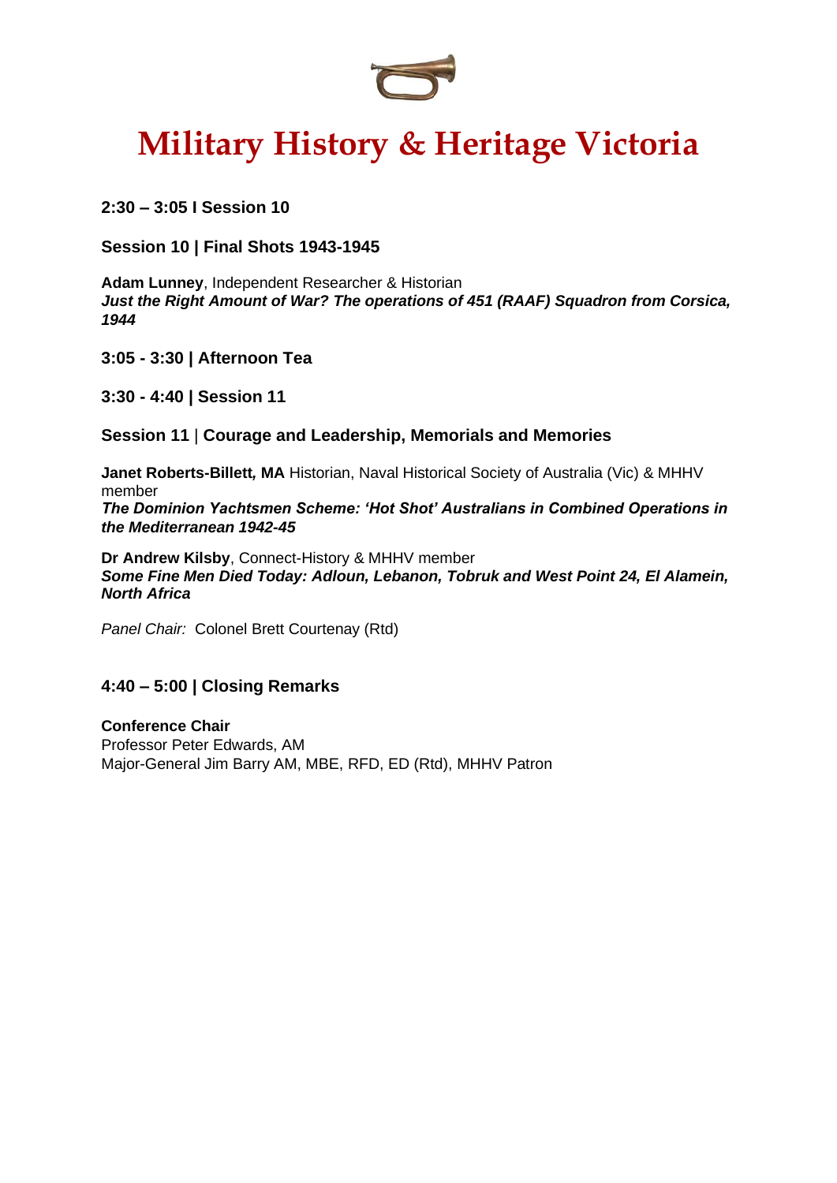# Military History & Heritage Victoria

**2:30 – 3:05 I Session 10**

**Session 10 | Final Shots 1943-1945**

**Adam Lunney**, Independent Researcher & Historian
***Just the Right Amount of War? The operations of 451 (RAAF) Squadron from Corsica, 1944***

**3:05 - 3:30 | Afternoon Tea**

**3:30 - 4:40 | Session 11**

**Session 11** | **Courage and Leadership, Memorials and Memories**

**Janet Roberts-Billett, MA** Historian, Naval Historical Society of Australia (Vic) & MHHV member
***The Dominion Yachtsmen Scheme: 'Hot Shot' Australians in Combined Operations in the Mediterranean 1942-45***

**Dr Andrew Kilsby**, Connect-History & MHHV member
***Some Fine Men Died Today: Adloun, Lebanon, Tobruk and West Point 24, El Alamein, North Africa***

*Panel Chair:* Colonel Brett Courtenay (Rtd)

**4:40 – 5:00 | Closing Remarks**

**Conference Chair**
Professor Peter Edwards, AM
Major-General Jim Barry AM, MBE, RFD, ED (Rtd), MHHV Patron